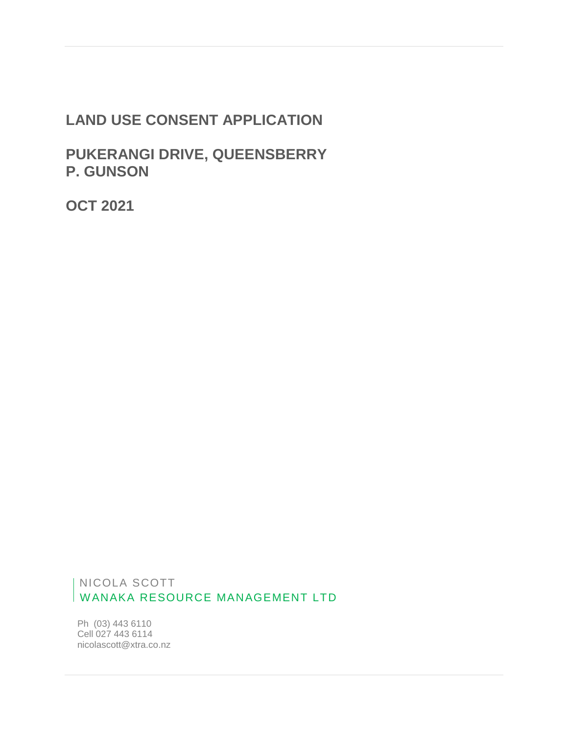# LAND USE CONSENT APPLICATION

## PUKERANGI DRIVE, QUEENSBERRY
## P. GUNSON

## OCT 2021

NICOLA SCOTT
WANAKA RESOURCE MANAGEMENT LTD

Ph (03) 443 6110
Cell 027 443 6114
nicolascott@xtra.co.nz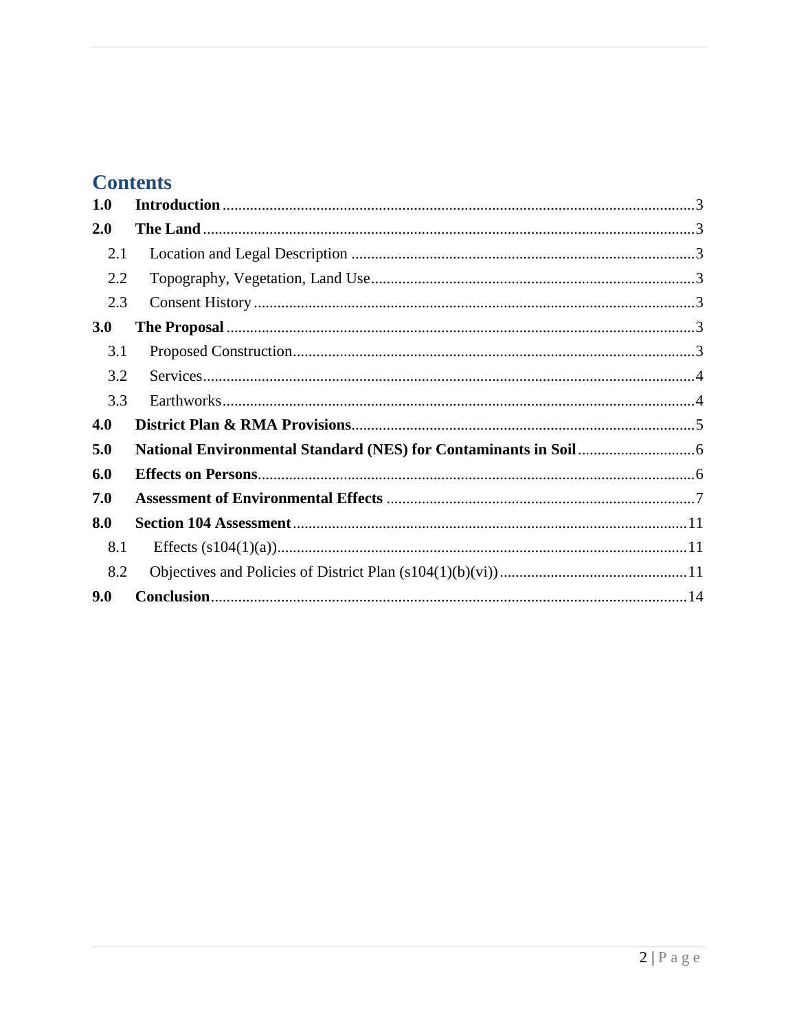# Contents

**1.0 Introduction** ........................................................................................................3

**2.0 The Land** ............................................................................................................3

2.1 Location and Legal Description .......................................................................3

2.2 Topography, Vegetation, Land Use..................................................................3

2.3 Consent History ...............................................................................................3

**3.0 The Proposal** ......................................................................................................3

3.1 Proposed Construction......................................................................................3

3.2 Services.............................................................................................................4

3.3 Earthworks........................................................................................................4

**4.0 District Plan & RMA Provisions**.......................................................................5

**5.0 National Environmental Standard (NES) for Contaminants in Soil** .............................6

**6.0 Effects on Persons**...............................................................................................6

**7.0 Assessment of Environmental Effects** ..............................................................7

**8.0 Section 104 Assessment** .....................................................................................11

8.1 Effects (s104(1)(a))........................................................................................11

8.2 Objectives and Policies of District Plan (s104(1)(b)(vi)) ................................11

**9.0 Conclusion**.........................................................................................................14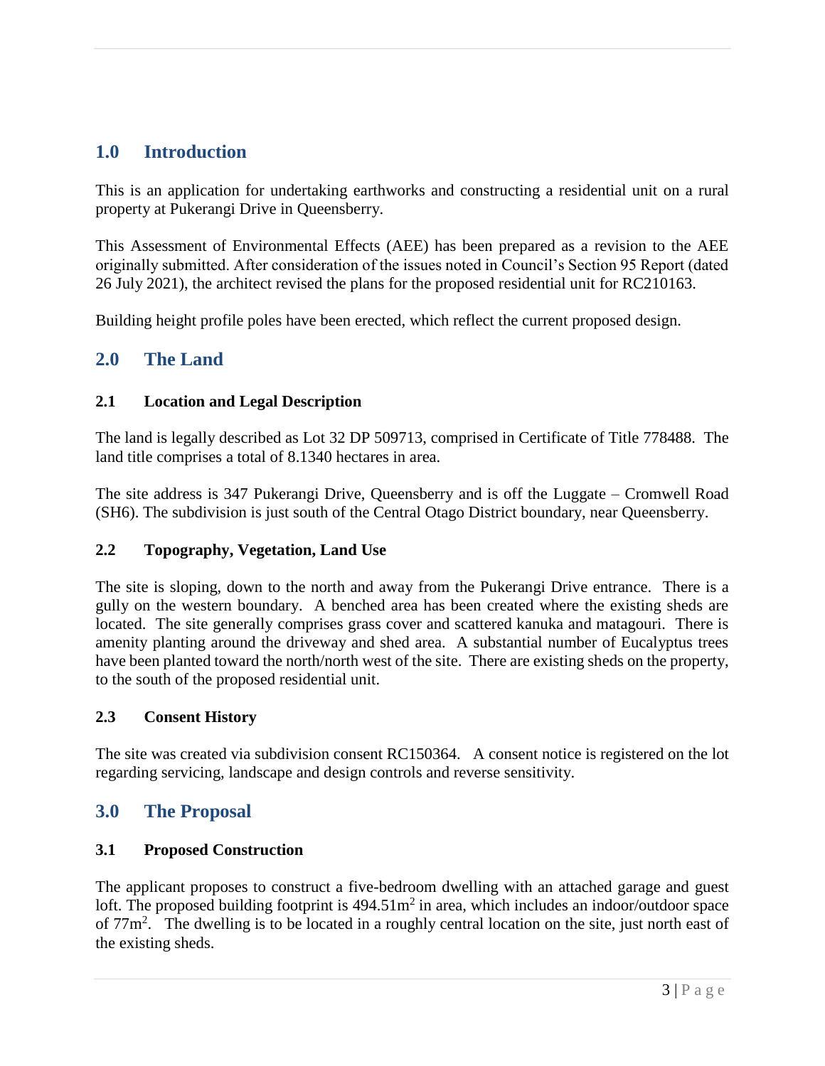## 1.0 Introduction

This is an application for undertaking earthworks and constructing a residential unit on a rural property at Pukerangi Drive in Queensberry.

This Assessment of Environmental Effects (AEE) has been prepared as a revision to the AEE originally submitted. After consideration of the issues noted in Council's Section 95 Report (dated 26 July 2021), the architect revised the plans for the proposed residential unit for RC210163.

Building height profile poles have been erected, which reflect the current proposed design.

## 2.0 The Land

### 2.1 Location and Legal Description

The land is legally described as Lot 32 DP 509713, comprised in Certificate of Title 778488. The land title comprises a total of 8.1340 hectares in area.

The site address is 347 Pukerangi Drive, Queensberry and is off the Luggate – Cromwell Road (SH6). The subdivision is just south of the Central Otago District boundary, near Queensberry.

### 2.2 Topography, Vegetation, Land Use

The site is sloping, down to the north and away from the Pukerangi Drive entrance. There is a gully on the western boundary. A benched area has been created where the existing sheds are located. The site generally comprises grass cover and scattered kanuka and matagouri. There is amenity planting around the driveway and shed area. A substantial number of Eucalyptus trees have been planted toward the north/north west of the site. There are existing sheds on the property, to the south of the proposed residential unit.

### 2.3 Consent History

The site was created via subdivision consent RC150364. A consent notice is registered on the lot regarding servicing, landscape and design controls and reverse sensitivity.

## 3.0 The Proposal

### 3.1 Proposed Construction

The applicant proposes to construct a five-bedroom dwelling with an attached garage and guest loft. The proposed building footprint is 494.51m$^2$ in area, which includes an indoor/outdoor space of 77m$^2$. The dwelling is to be located in a roughly central location on the site, just north east of the existing sheds.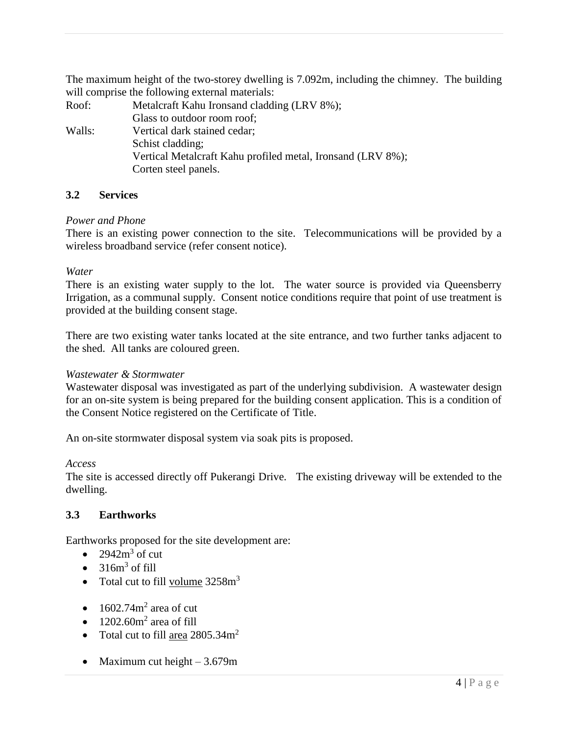The maximum height of the two-storey dwelling is 7.092m, including the chimney. The building will comprise the following external materials:

Roof: Metalcraft Kahu Ironsand cladding (LRV 8%);
Glass to outdoor room roof;

Walls: Vertical dark stained cedar;
Schist cladding;
Vertical Metalcraft Kahu profiled metal, Ironsand (LRV 8%);
Corten steel panels.

### 3.2 Services

*Power and Phone*

There is an existing power connection to the site. Telecommunications will be provided by a wireless broadband service (refer consent notice).

*Water*

There is an existing water supply to the lot. The water source is provided via Queensberry Irrigation, as a communal supply. Consent notice conditions require that point of use treatment is provided at the building consent stage.

There are two existing water tanks located at the site entrance, and two further tanks adjacent to the shed. All tanks are coloured green.

*Wastewater & Stormwater*

Wastewater disposal was investigated as part of the underlying subdivision. A wastewater design for an on-site system is being prepared for the building consent application. This is a condition of the Consent Notice registered on the Certificate of Title.

An on-site stormwater disposal system via soak pits is proposed.

*Access*

The site is accessed directly off Pukerangi Drive. The existing driveway will be extended to the dwelling.

### 3.3 Earthworks

Earthworks proposed for the site development are:

- $2942m^3$ of cut
- $316m^3$ of fill
- Total cut to fill volume $3258m^3$

- $1602.74m^2$ area of cut
- $1202.60m^2$ area of fill
- Total cut to fill area $2805.34m^2$

- Maximum cut height – 3.679m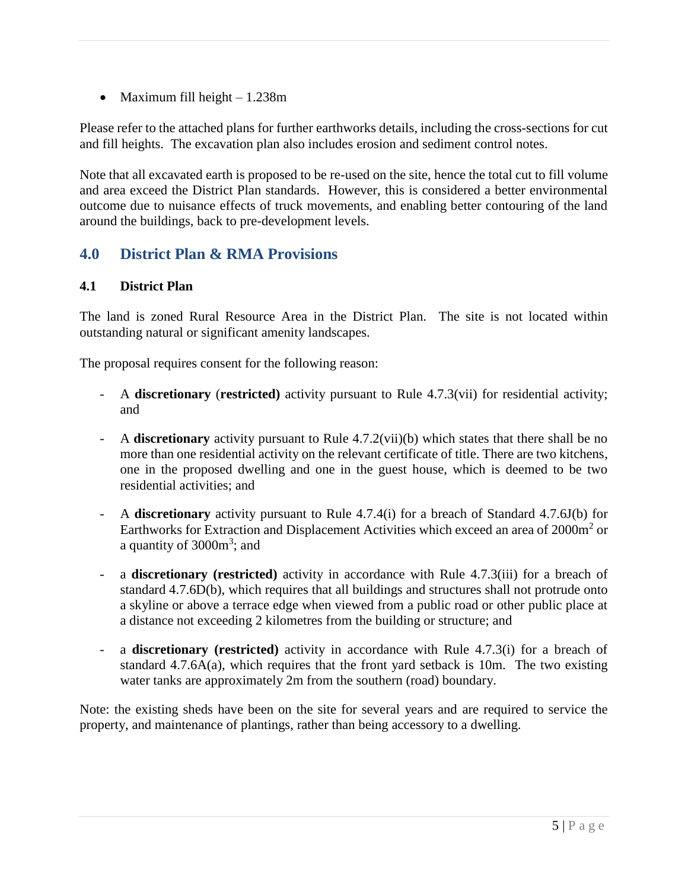- Maximum fill height – 1.238m

Please refer to the attached plans for further earthworks details, including the cross-sections for cut and fill heights. The excavation plan also includes erosion and sediment control notes.

Note that all excavated earth is proposed to be re-used on the site, hence the total cut to fill volume and area exceed the District Plan standards. However, this is considered a better environmental outcome due to nuisance effects of truck movements, and enabling better contouring of the land around the buildings, back to pre-development levels.

## 4.0 District Plan & RMA Provisions

### 4.1 District Plan

The land is zoned Rural Resource Area in the District Plan. The site is not located within outstanding natural or significant amenity landscapes.

The proposal requires consent for the following reason:

- A **discretionary** (**restricted)** activity pursuant to Rule 4.7.3(vii) for residential activity; and

- A **discretionary** activity pursuant to Rule 4.7.2(vii)(b) which states that there shall be no more than one residential activity on the relevant certificate of title. There are two kitchens, one in the proposed dwelling and one in the guest house, which is deemed to be two residential activities; and

- A **discretionary** activity pursuant to Rule 4.7.4(i) for a breach of Standard 4.7.6J(b) for Earthworks for Extraction and Displacement Activities which exceed an area of 2000m$^2$ or a quantity of 3000m$^3$; and

- a **discretionary (restricted)** activity in accordance with Rule 4.7.3(iii) for a breach of standard 4.7.6D(b), which requires that all buildings and structures shall not protrude onto a skyline or above a terrace edge when viewed from a public road or other public place at a distance not exceeding 2 kilometres from the building or structure; and

- a **discretionary (restricted)** activity in accordance with Rule 4.7.3(i) for a breach of standard 4.7.6A(a), which requires that the front yard setback is 10m. The two existing water tanks are approximately 2m from the southern (road) boundary.

Note: the existing sheds have been on the site for several years and are required to service the property, and maintenance of plantings, rather than being accessory to a dwelling.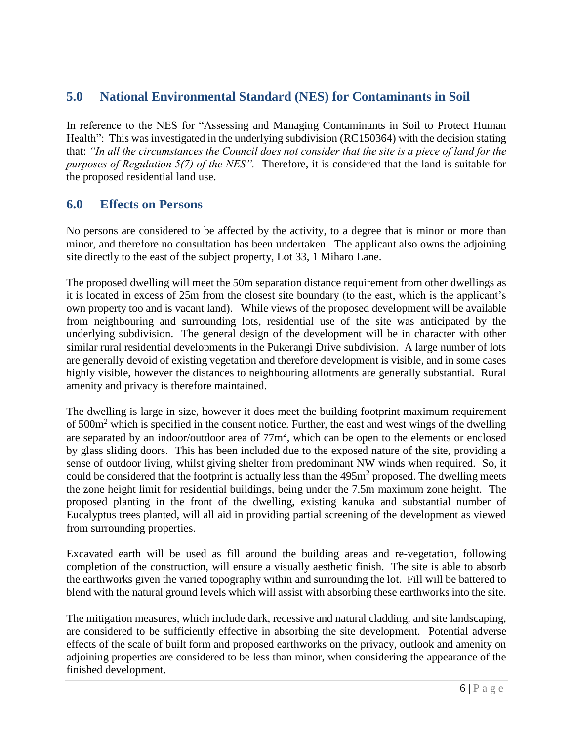## 5.0 National Environmental Standard (NES) for Contaminants in Soil

In reference to the NES for "Assessing and Managing Contaminants in Soil to Protect Human Health": This was investigated in the underlying subdivision (RC150364) with the decision stating that: *"In all the circumstances the Council does not consider that the site is a piece of land for the purposes of Regulation 5(7) of the NES".* Therefore, it is considered that the land is suitable for the proposed residential land use.

## 6.0 Effects on Persons

No persons are considered to be affected by the activity, to a degree that is minor or more than minor, and therefore no consultation has been undertaken. The applicant also owns the adjoining site directly to the east of the subject property, Lot 33, 1 Miharo Lane.

The proposed dwelling will meet the 50m separation distance requirement from other dwellings as it is located in excess of 25m from the closest site boundary (to the east, which is the applicant's own property too and is vacant land). While views of the proposed development will be available from neighbouring and surrounding lots, residential use of the site was anticipated by the underlying subdivision. The general design of the development will be in character with other similar rural residential developments in the Pukerangi Drive subdivision. A large number of lots are generally devoid of existing vegetation and therefore development is visible, and in some cases highly visible, however the distances to neighbouring allotments are generally substantial. Rural amenity and privacy is therefore maintained.

The dwelling is large in size, however it does meet the building footprint maximum requirement of 500m$^2$ which is specified in the consent notice. Further, the east and west wings of the dwelling are separated by an indoor/outdoor area of 77m$^2$, which can be open to the elements or enclosed by glass sliding doors. This has been included due to the exposed nature of the site, providing a sense of outdoor living, whilst giving shelter from predominant NW winds when required. So, it could be considered that the footprint is actually less than the 495m$^2$ proposed. The dwelling meets the zone height limit for residential buildings, being under the 7.5m maximum zone height. The proposed planting in the front of the dwelling, existing kanuka and substantial number of Eucalyptus trees planted, will all aid in providing partial screening of the development as viewed from surrounding properties.

Excavated earth will be used as fill around the building areas and re-vegetation, following completion of the construction, will ensure a visually aesthetic finish. The site is able to absorb the earthworks given the varied topography within and surrounding the lot. Fill will be battered to blend with the natural ground levels which will assist with absorbing these earthworks into the site.

The mitigation measures, which include dark, recessive and natural cladding, and site landscaping, are considered to be sufficiently effective in absorbing the site development. Potential adverse effects of the scale of built form and proposed earthworks on the privacy, outlook and amenity on adjoining properties are considered to be less than minor, when considering the appearance of the finished development.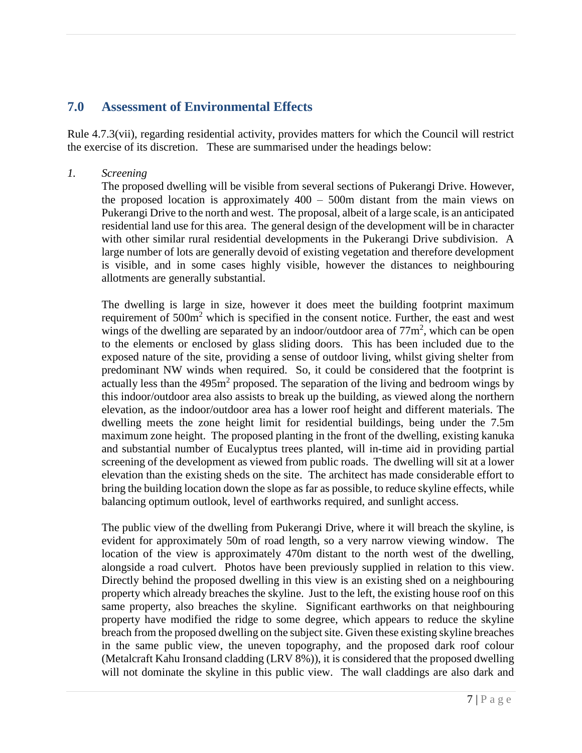## 7.0 Assessment of Environmental Effects

Rule 4.7.3(vii), regarding residential activity, provides matters for which the Council will restrict the exercise of its discretion. These are summarised under the headings below:

*1. Screening*

The proposed dwelling will be visible from several sections of Pukerangi Drive. However, the proposed location is approximately 400 – 500m distant from the main views on Pukerangi Drive to the north and west. The proposal, albeit of a large scale, is an anticipated residential land use for this area. The general design of the development will be in character with other similar rural residential developments in the Pukerangi Drive subdivision. A large number of lots are generally devoid of existing vegetation and therefore development is visible, and in some cases highly visible, however the distances to neighbouring allotments are generally substantial.

The dwelling is large in size, however it does meet the building footprint maximum requirement of 500m$^2$ which is specified in the consent notice. Further, the east and west wings of the dwelling are separated by an indoor/outdoor area of 77m$^2$, which can be open to the elements or enclosed by glass sliding doors. This has been included due to the exposed nature of the site, providing a sense of outdoor living, whilst giving shelter from predominant NW winds when required. So, it could be considered that the footprint is actually less than the 495m$^2$ proposed. The separation of the living and bedroom wings by this indoor/outdoor area also assists to break up the building, as viewed along the northern elevation, as the indoor/outdoor area has a lower roof height and different materials. The dwelling meets the zone height limit for residential buildings, being under the 7.5m maximum zone height. The proposed planting in the front of the dwelling, existing kanuka and substantial number of Eucalyptus trees planted, will in-time aid in providing partial screening of the development as viewed from public roads. The dwelling will sit at a lower elevation than the existing sheds on the site. The architect has made considerable effort to bring the building location down the slope as far as possible, to reduce skyline effects, while balancing optimum outlook, level of earthworks required, and sunlight access.

The public view of the dwelling from Pukerangi Drive, where it will breach the skyline, is evident for approximately 50m of road length, so a very narrow viewing window. The location of the view is approximately 470m distant to the north west of the dwelling, alongside a road culvert. Photos have been previously supplied in relation to this view. Directly behind the proposed dwelling in this view is an existing shed on a neighbouring property which already breaches the skyline. Just to the left, the existing house roof on this same property, also breaches the skyline. Significant earthworks on that neighbouring property have modified the ridge to some degree, which appears to reduce the skyline breach from the proposed dwelling on the subject site. Given these existing skyline breaches in the same public view, the uneven topography, and the proposed dark roof colour (Metalcraft Kahu Ironsand cladding (LRV 8%)), it is considered that the proposed dwelling will not dominate the skyline in this public view. The wall claddings are also dark and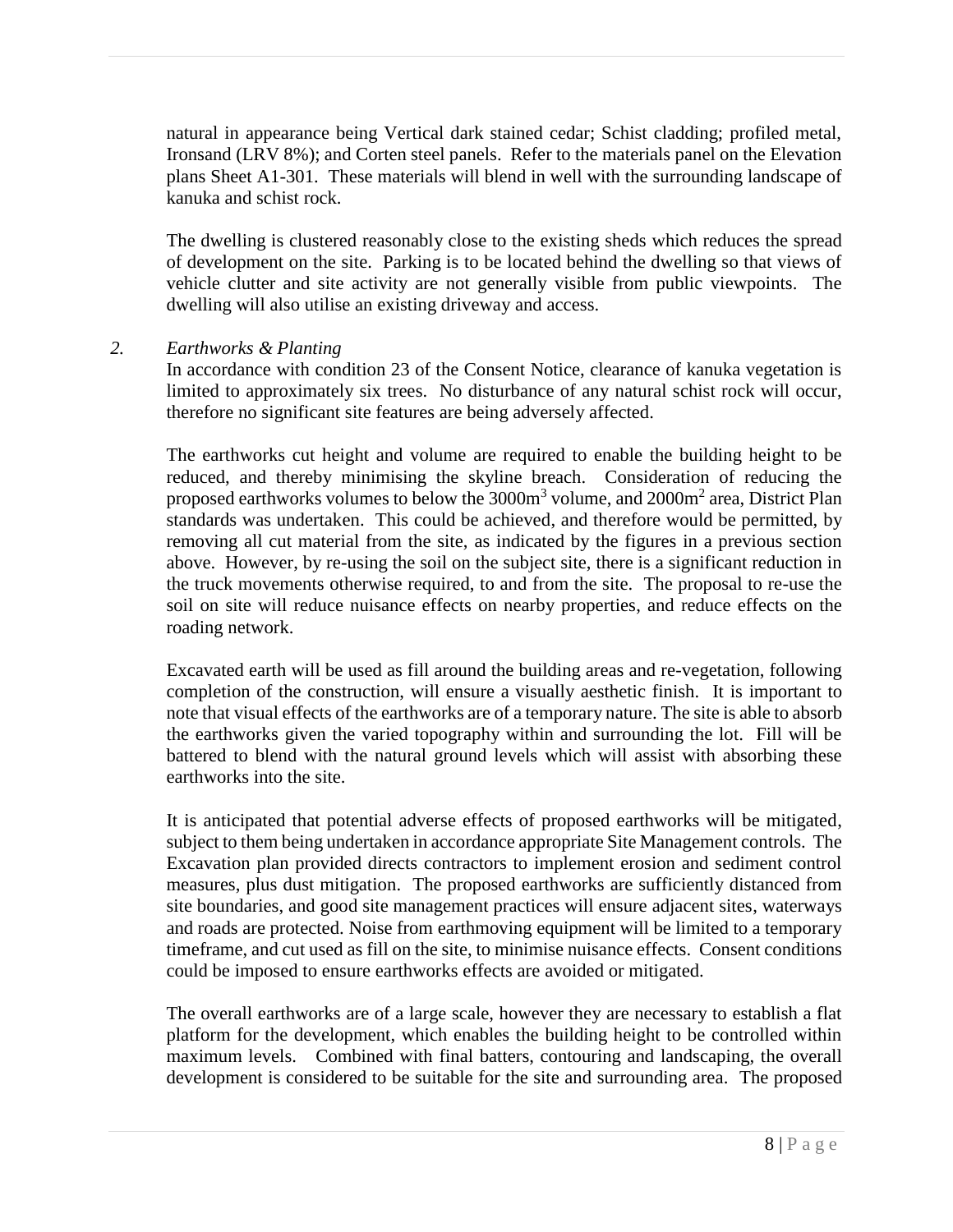natural in appearance being Vertical dark stained cedar; Schist cladding; profiled metal, Ironsand (LRV 8%); and Corten steel panels. Refer to the materials panel on the Elevation plans Sheet A1-301. These materials will blend in well with the surrounding landscape of kanuka and schist rock.

The dwelling is clustered reasonably close to the existing sheds which reduces the spread of development on the site. Parking is to be located behind the dwelling so that views of vehicle clutter and site activity are not generally visible from public viewpoints. The dwelling will also utilise an existing driveway and access.

2. *Earthworks & Planting*

In accordance with condition 23 of the Consent Notice, clearance of kanuka vegetation is limited to approximately six trees. No disturbance of any natural schist rock will occur, therefore no significant site features are being adversely affected.

The earthworks cut height and volume are required to enable the building height to be reduced, and thereby minimising the skyline breach. Consideration of reducing the proposed earthworks volumes to below the $3000m^3$ volume, and $2000m^2$ area, District Plan standards was undertaken. This could be achieved, and therefore would be permitted, by removing all cut material from the site, as indicated by the figures in a previous section above. However, by re-using the soil on the subject site, there is a significant reduction in the truck movements otherwise required, to and from the site. The proposal to re-use the soil on site will reduce nuisance effects on nearby properties, and reduce effects on the roading network.

Excavated earth will be used as fill around the building areas and re-vegetation, following completion of the construction, will ensure a visually aesthetic finish. It is important to note that visual effects of the earthworks are of a temporary nature. The site is able to absorb the earthworks given the varied topography within and surrounding the lot. Fill will be battered to blend with the natural ground levels which will assist with absorbing these earthworks into the site.

It is anticipated that potential adverse effects of proposed earthworks will be mitigated, subject to them being undertaken in accordance appropriate Site Management controls. The Excavation plan provided directs contractors to implement erosion and sediment control measures, plus dust mitigation. The proposed earthworks are sufficiently distanced from site boundaries, and good site management practices will ensure adjacent sites, waterways and roads are protected. Noise from earthmoving equipment will be limited to a temporary timeframe, and cut used as fill on the site, to minimise nuisance effects. Consent conditions could be imposed to ensure earthworks effects are avoided or mitigated.

The overall earthworks are of a large scale, however they are necessary to establish a flat platform for the development, which enables the building height to be controlled within maximum levels. Combined with final batters, contouring and landscaping, the overall development is considered to be suitable for the site and surrounding area. The proposed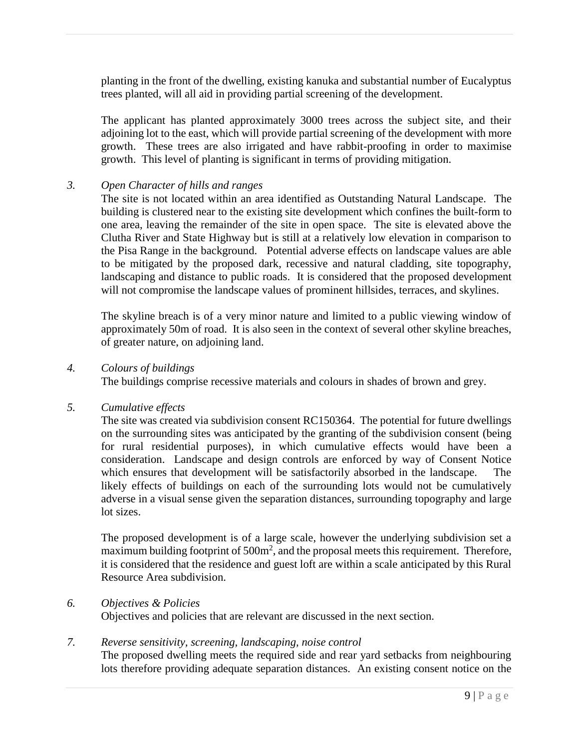planting in the front of the dwelling, existing kanuka and substantial number of Eucalyptus trees planted, will all aid in providing partial screening of the development.

The applicant has planted approximately 3000 trees across the subject site, and their adjoining lot to the east, which will provide partial screening of the development with more growth. These trees are also irrigated and have rabbit-proofing in order to maximise growth. This level of planting is significant in terms of providing mitigation.

3. *Open Character of hills and ranges*

The site is not located within an area identified as Outstanding Natural Landscape. The building is clustered near to the existing site development which confines the built-form to one area, leaving the remainder of the site in open space. The site is elevated above the Clutha River and State Highway but is still at a relatively low elevation in comparison to the Pisa Range in the background. Potential adverse effects on landscape values are able to be mitigated by the proposed dark, recessive and natural cladding, site topography, landscaping and distance to public roads. It is considered that the proposed development will not compromise the landscape values of prominent hillsides, terraces, and skylines.

The skyline breach is of a very minor nature and limited to a public viewing window of approximately 50m of road. It is also seen in the context of several other skyline breaches, of greater nature, on adjoining land.

4. *Colours of buildings*

The buildings comprise recessive materials and colours in shades of brown and grey.

5. *Cumulative effects*

The site was created via subdivision consent RC150364. The potential for future dwellings on the surrounding sites was anticipated by the granting of the subdivision consent (being for rural residential purposes), in which cumulative effects would have been a consideration. Landscape and design controls are enforced by way of Consent Notice which ensures that development will be satisfactorily absorbed in the landscape. The likely effects of buildings on each of the surrounding lots would not be cumulatively adverse in a visual sense given the separation distances, surrounding topography and large lot sizes.

The proposed development is of a large scale, however the underlying subdivision set a maximum building footprint of 500m$^2$, and the proposal meets this requirement. Therefore, it is considered that the residence and guest loft are within a scale anticipated by this Rural Resource Area subdivision.

6. *Objectives & Policies*

Objectives and policies that are relevant are discussed in the next section.

7. *Reverse sensitivity, screening, landscaping, noise control*

The proposed dwelling meets the required side and rear yard setbacks from neighbouring lots therefore providing adequate separation distances. An existing consent notice on the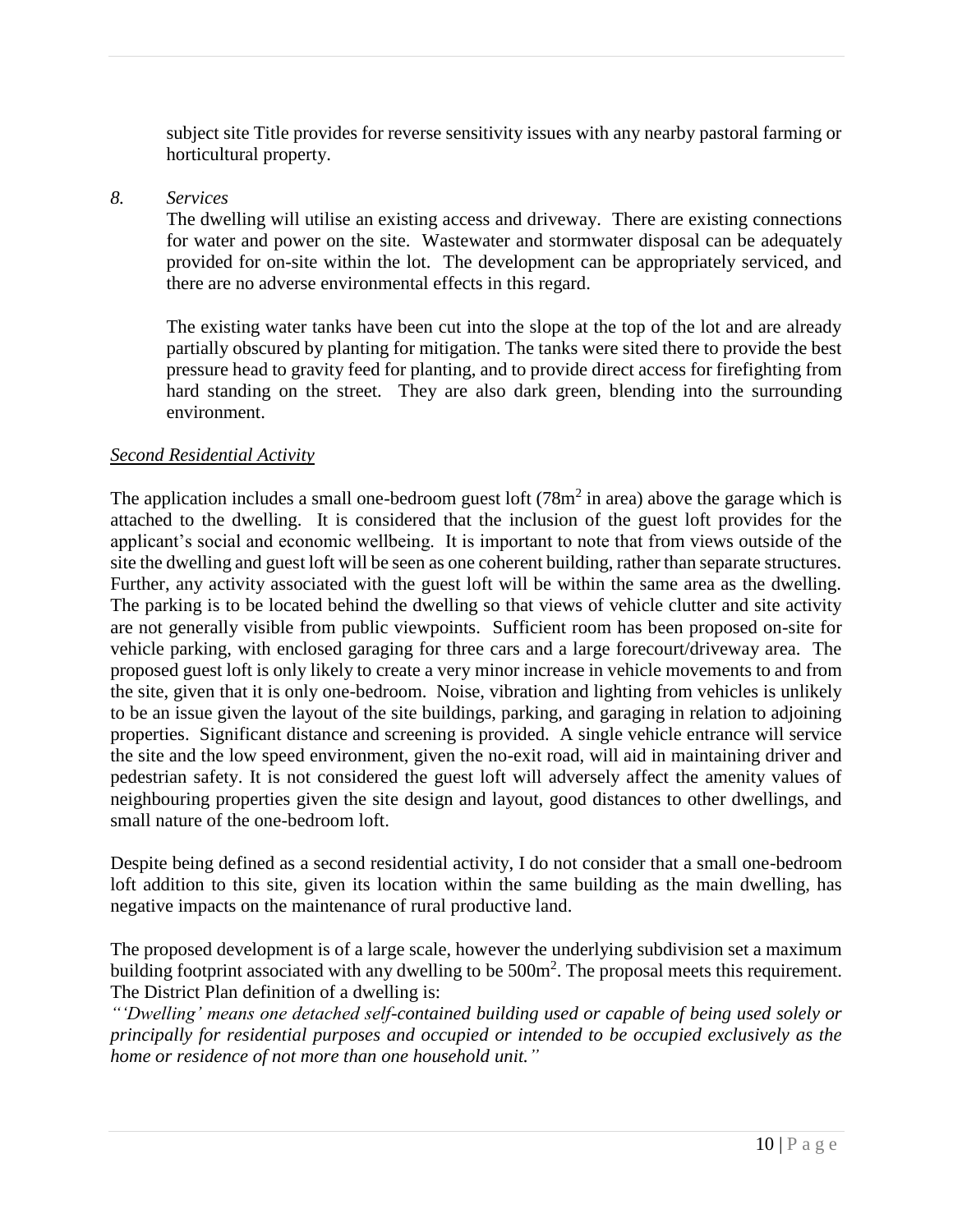subject site Title provides for reverse sensitivity issues with any nearby pastoral farming or horticultural property.

*8. Services*

The dwelling will utilise an existing access and driveway. There are existing connections for water and power on the site. Wastewater and stormwater disposal can be adequately provided for on-site within the lot. The development can be appropriately serviced, and there are no adverse environmental effects in this regard.

The existing water tanks have been cut into the slope at the top of the lot and are already partially obscured by planting for mitigation. The tanks were sited there to provide the best pressure head to gravity feed for planting, and to provide direct access for firefighting from hard standing on the street. They are also dark green, blending into the surrounding environment.

*Second Residential Activity*

The application includes a small one-bedroom guest loft ($78m^2$ in area) above the garage which is attached to the dwelling. It is considered that the inclusion of the guest loft provides for the applicant's social and economic wellbeing. It is important to note that from views outside of the site the dwelling and guest loft will be seen as one coherent building, rather than separate structures. Further, any activity associated with the guest loft will be within the same area as the dwelling. The parking is to be located behind the dwelling so that views of vehicle clutter and site activity are not generally visible from public viewpoints. Sufficient room has been proposed on-site for vehicle parking, with enclosed garaging for three cars and a large forecourt/driveway area. The proposed guest loft is only likely to create a very minor increase in vehicle movements to and from the site, given that it is only one-bedroom. Noise, vibration and lighting from vehicles is unlikely to be an issue given the layout of the site buildings, parking, and garaging in relation to adjoining properties. Significant distance and screening is provided. A single vehicle entrance will service the site and the low speed environment, given the no-exit road, will aid in maintaining driver and pedestrian safety. It is not considered the guest loft will adversely affect the amenity values of neighbouring properties given the site design and layout, good distances to other dwellings, and small nature of the one-bedroom loft.

Despite being defined as a second residential activity, I do not consider that a small one-bedroom loft addition to this site, given its location within the same building as the main dwelling, has negative impacts on the maintenance of rural productive land.

The proposed development is of a large scale, however the underlying subdivision set a maximum building footprint associated with any dwelling to be $500m^2$. The proposal meets this requirement. The District Plan definition of a dwelling is:

*"'Dwelling' means one detached self-contained building used or capable of being used solely or principally for residential purposes and occupied or intended to be occupied exclusively as the home or residence of not more than one household unit."*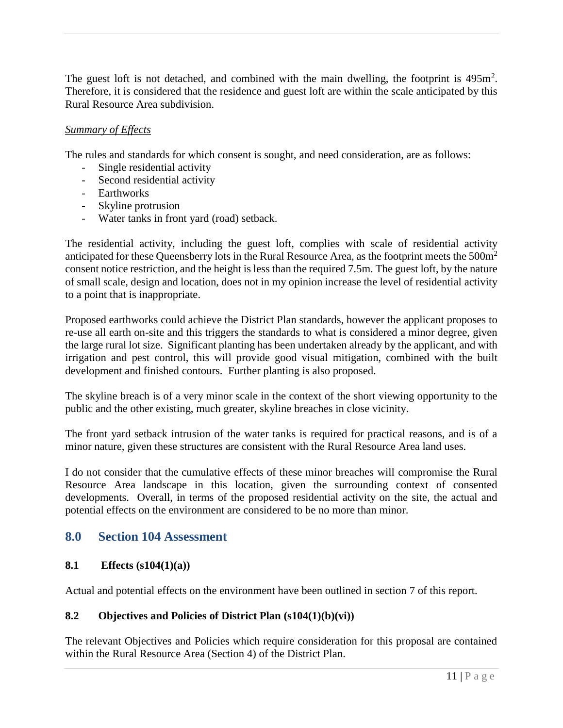The guest loft is not detached, and combined with the main dwelling, the footprint is 495m$^2$. Therefore, it is considered that the residence and guest loft are within the scale anticipated by this Rural Resource Area subdivision.

*Summary of Effects*

The rules and standards for which consent is sought, and need consideration, are as follows:

- Single residential activity
- Second residential activity
- Earthworks
- Skyline protrusion
- Water tanks in front yard (road) setback.

The residential activity, including the guest loft, complies with scale of residential activity anticipated for these Queensberry lots in the Rural Resource Area, as the footprint meets the 500m$^2$ consent notice restriction, and the height is less than the required 7.5m. The guest loft, by the nature of small scale, design and location, does not in my opinion increase the level of residential activity to a point that is inappropriate.

Proposed earthworks could achieve the District Plan standards, however the applicant proposes to re-use all earth on-site and this triggers the standards to what is considered a minor degree, given the large rural lot size. Significant planting has been undertaken already by the applicant, and with irrigation and pest control, this will provide good visual mitigation, combined with the built development and finished contours. Further planting is also proposed.

The skyline breach is of a very minor scale in the context of the short viewing opportunity to the public and the other existing, much greater, skyline breaches in close vicinity.

The front yard setback intrusion of the water tanks is required for practical reasons, and is of a minor nature, given these structures are consistent with the Rural Resource Area land uses.

I do not consider that the cumulative effects of these minor breaches will compromise the Rural Resource Area landscape in this location, given the surrounding context of consented developments. Overall, in terms of the proposed residential activity on the site, the actual and potential effects on the environment are considered to be no more than minor.

## 8.0 Section 104 Assessment

### 8.1 Effects (s104(1)(a))

Actual and potential effects on the environment have been outlined in section 7 of this report.

### 8.2 Objectives and Policies of District Plan (s104(1)(b)(vi))

The relevant Objectives and Policies which require consideration for this proposal are contained within the Rural Resource Area (Section 4) of the District Plan.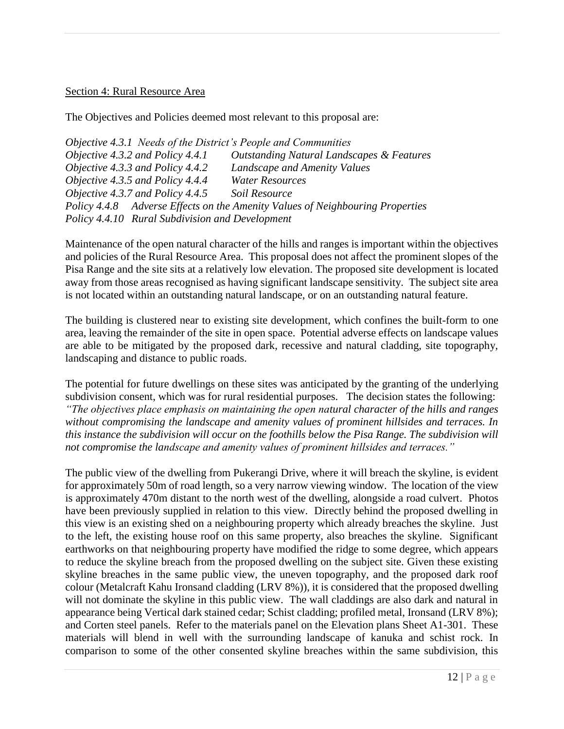Section 4: Rural Resource Area

The Objectives and Policies deemed most relevant to this proposal are:

*Objective 4.3.1 Needs of the District's People and Communities*
*Objective 4.3.2 and Policy 4.4.1 Outstanding Natural Landscapes & Features*
*Objective 4.3.3 and Policy 4.4.2 Landscape and Amenity Values*
*Objective 4.3.5 and Policy 4.4.4 Water Resources*
*Objective 4.3.7 and Policy 4.4.5 Soil Resource*
*Policy 4.4.8 Adverse Effects on the Amenity Values of Neighbouring Properties*
*Policy 4.4.10 Rural Subdivision and Development*

Maintenance of the open natural character of the hills and ranges is important within the objectives and policies of the Rural Resource Area. This proposal does not affect the prominent slopes of the Pisa Range and the site sits at a relatively low elevation. The proposed site development is located away from those areas recognised as having significant landscape sensitivity. The subject site area is not located within an outstanding natural landscape, or on an outstanding natural feature.

The building is clustered near to existing site development, which confines the built-form to one area, leaving the remainder of the site in open space. Potential adverse effects on landscape values are able to be mitigated by the proposed dark, recessive and natural cladding, site topography, landscaping and distance to public roads.

The potential for future dwellings on these sites was anticipated by the granting of the underlying subdivision consent, which was for rural residential purposes. The decision states the following: *"The objectives place emphasis on maintaining the open natural character of the hills and ranges without compromising the landscape and amenity values of prominent hillsides and terraces. In this instance the subdivision will occur on the foothills below the Pisa Range. The subdivision will not compromise the landscape and amenity values of prominent hillsides and terraces."*

The public view of the dwelling from Pukerangi Drive, where it will breach the skyline, is evident for approximately 50m of road length, so a very narrow viewing window. The location of the view is approximately 470m distant to the north west of the dwelling, alongside a road culvert. Photos have been previously supplied in relation to this view. Directly behind the proposed dwelling in this view is an existing shed on a neighbouring property which already breaches the skyline. Just to the left, the existing house roof on this same property, also breaches the skyline. Significant earthworks on that neighbouring property have modified the ridge to some degree, which appears to reduce the skyline breach from the proposed dwelling on the subject site. Given these existing skyline breaches in the same public view, the uneven topography, and the proposed dark roof colour (Metalcraft Kahu Ironsand cladding (LRV 8%)), it is considered that the proposed dwelling will not dominate the skyline in this public view. The wall claddings are also dark and natural in appearance being Vertical dark stained cedar; Schist cladding; profiled metal, Ironsand (LRV 8%); and Corten steel panels. Refer to the materials panel on the Elevation plans Sheet A1-301. These materials will blend in well with the surrounding landscape of kanuka and schist rock. In comparison to some of the other consented skyline breaches within the same subdivision, this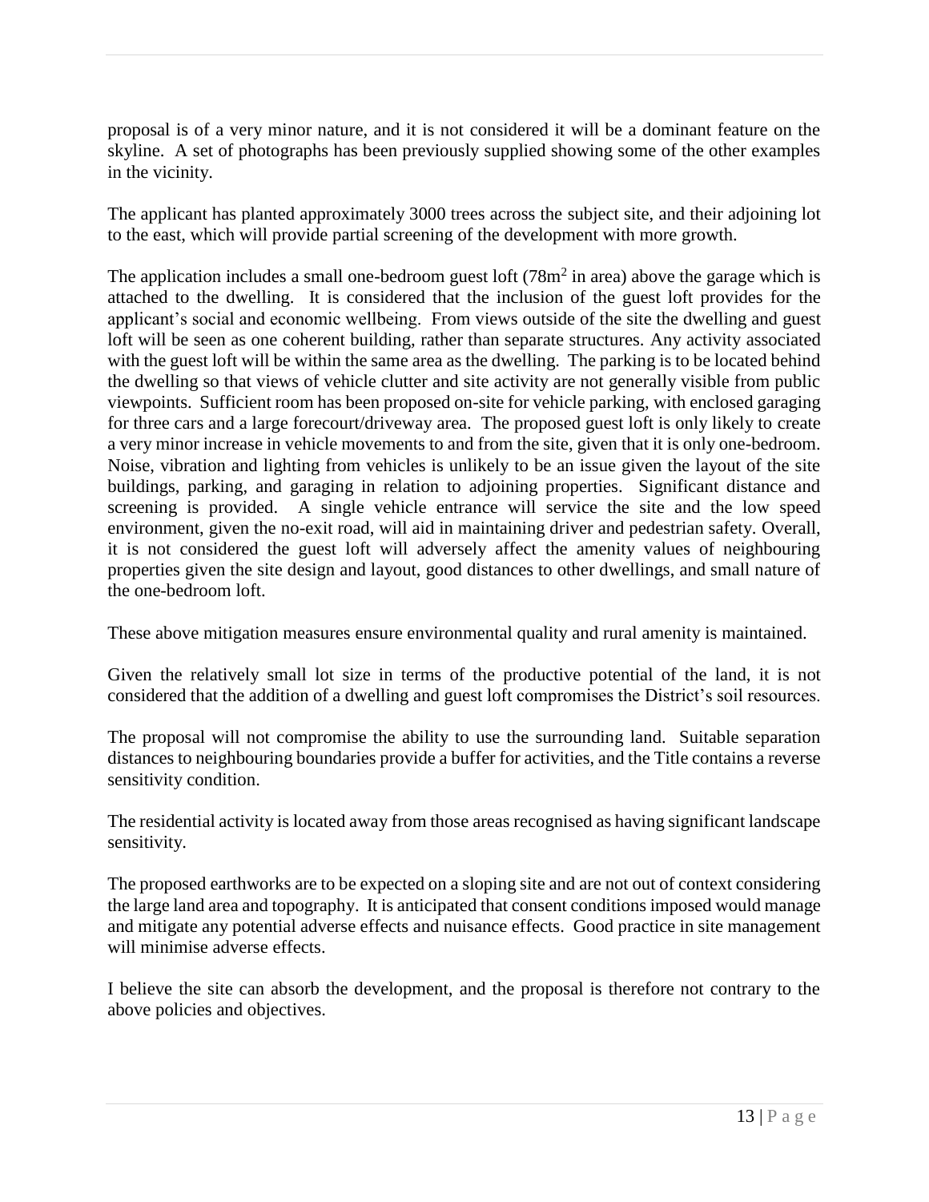proposal is of a very minor nature, and it is not considered it will be a dominant feature on the skyline. A set of photographs has been previously supplied showing some of the other examples in the vicinity.

The applicant has planted approximately 3000 trees across the subject site, and their adjoining lot to the east, which will provide partial screening of the development with more growth.

The application includes a small one-bedroom guest loft (78m$^2$ in area) above the garage which is attached to the dwelling. It is considered that the inclusion of the guest loft provides for the applicant's social and economic wellbeing. From views outside of the site the dwelling and guest loft will be seen as one coherent building, rather than separate structures. Any activity associated with the guest loft will be within the same area as the dwelling. The parking is to be located behind the dwelling so that views of vehicle clutter and site activity are not generally visible from public viewpoints. Sufficient room has been proposed on-site for vehicle parking, with enclosed garaging for three cars and a large forecourt/driveway area. The proposed guest loft is only likely to create a very minor increase in vehicle movements to and from the site, given that it is only one-bedroom. Noise, vibration and lighting from vehicles is unlikely to be an issue given the layout of the site buildings, parking, and garaging in relation to adjoining properties. Significant distance and screening is provided. A single vehicle entrance will service the site and the low speed environment, given the no-exit road, will aid in maintaining driver and pedestrian safety. Overall, it is not considered the guest loft will adversely affect the amenity values of neighbouring properties given the site design and layout, good distances to other dwellings, and small nature of the one-bedroom loft.

These above mitigation measures ensure environmental quality and rural amenity is maintained.

Given the relatively small lot size in terms of the productive potential of the land, it is not considered that the addition of a dwelling and guest loft compromises the District's soil resources.

The proposal will not compromise the ability to use the surrounding land. Suitable separation distances to neighbouring boundaries provide a buffer for activities, and the Title contains a reverse sensitivity condition.

The residential activity is located away from those areas recognised as having significant landscape sensitivity.

The proposed earthworks are to be expected on a sloping site and are not out of context considering the large land area and topography. It is anticipated that consent conditions imposed would manage and mitigate any potential adverse effects and nuisance effects. Good practice in site management will minimise adverse effects.

I believe the site can absorb the development, and the proposal is therefore not contrary to the above policies and objectives.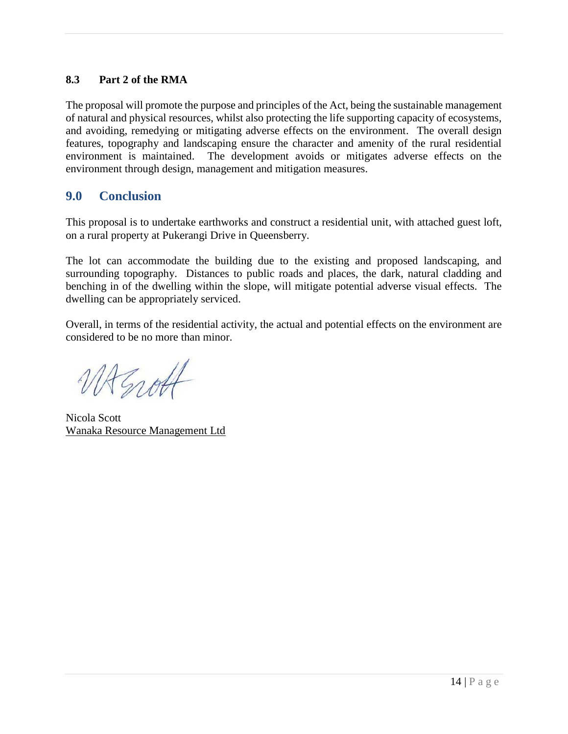### 8.3 Part 2 of the RMA

The proposal will promote the purpose and principles of the Act, being the sustainable management of natural and physical resources, whilst also protecting the life supporting capacity of ecosystems, and avoiding, remedying or mitigating adverse effects on the environment. The overall design features, topography and landscaping ensure the character and amenity of the rural residential environment is maintained. The development avoids or mitigates adverse effects on the environment through design, management and mitigation measures.

## 9.0 Conclusion

This proposal is to undertake earthworks and construct a residential unit, with attached guest loft, on a rural property at Pukerangi Drive in Queensberry.

The lot can accommodate the building due to the existing and proposed landscaping, and surrounding topography. Distances to public roads and places, the dark, natural cladding and benching in of the dwelling within the slope, will mitigate potential adverse visual effects. The dwelling can be appropriately serviced.

Overall, in terms of the residential activity, the actual and potential effects on the environment are considered to be no more than minor.

Nicola Scott
Wanaka Resource Management Ltd